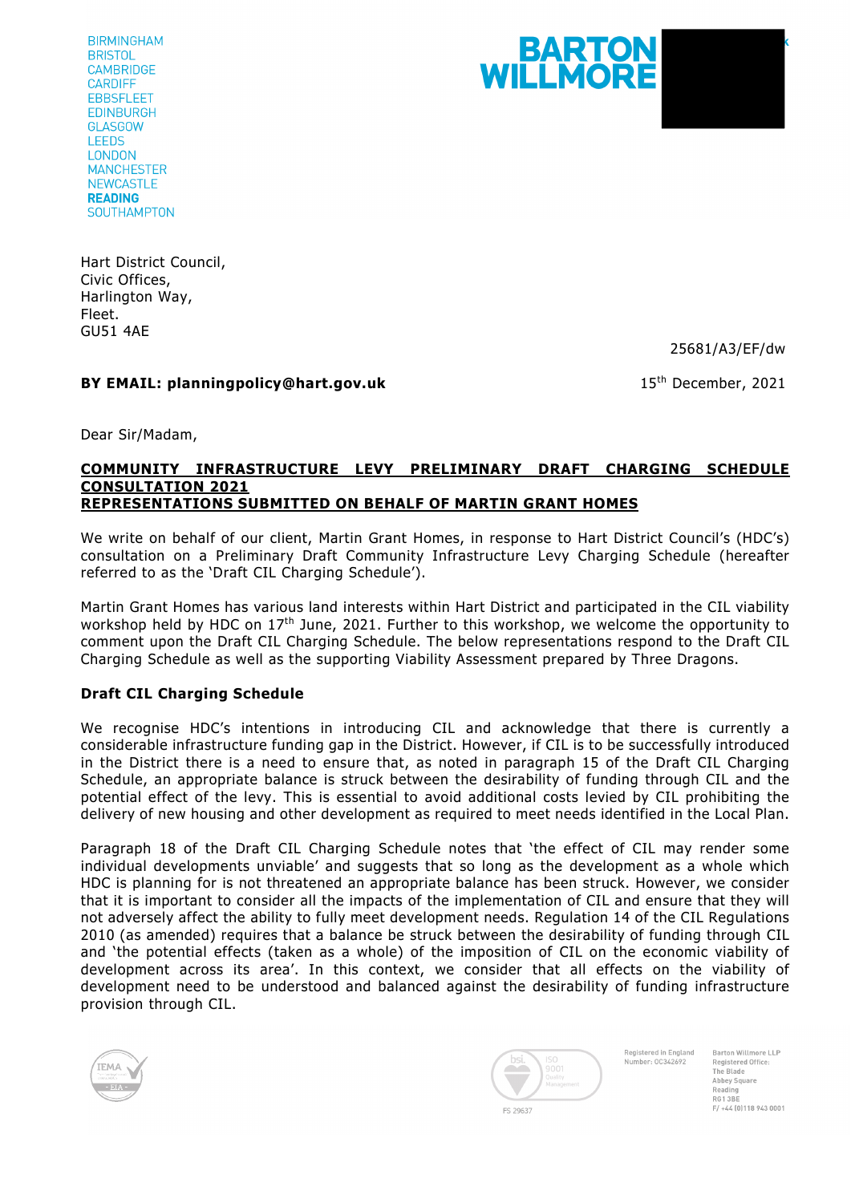BIRMINGHAM
BRISTOL
CAMBRIDGE
CARDIFF
EBBSFLEET
EDINBURGH
GLASGOW
LEEDS
LONDON
MANCHESTER
NEWCASTLE
**READING**
SOUTHAMPTON

**BARTON WILLMORE**

Hart District Council,
Civic Offices,
Harlington Way,
Fleet.
GU51 4AE

25681/A3/EF/dw

**BY EMAIL: planningpolicy@hart.gov.uk**

15th December, 2021

Dear Sir/Madam,

**<u>COMMUNITY INFRASTRUCTURE LEVY PRELIMINARY DRAFT CHARGING SCHEDULE CONSULTATION 2021</u>**
**<u>REPRESENTATIONS SUBMITTED ON BEHALF OF MARTIN GRANT HOMES</u>**

We write on behalf of our client, Martin Grant Homes, in response to Hart District Council's (HDC's) consultation on a Preliminary Draft Community Infrastructure Levy Charging Schedule (hereafter referred to as the 'Draft CIL Charging Schedule').

Martin Grant Homes has various land interests within Hart District and participated in the CIL viability workshop held by HDC on 17th June, 2021. Further to this workshop, we welcome the opportunity to comment upon the Draft CIL Charging Schedule. The below representations respond to the Draft CIL Charging Schedule as well as the supporting Viability Assessment prepared by Three Dragons.

**Draft CIL Charging Schedule**

We recognise HDC's intentions in introducing CIL and acknowledge that there is currently a considerable infrastructure funding gap in the District. However, if CIL is to be successfully introduced in the District there is a need to ensure that, as noted in paragraph 15 of the Draft CIL Charging Schedule, an appropriate balance is struck between the desirability of funding through CIL and the potential effect of the levy. This is essential to avoid additional costs levied by CIL prohibiting the delivery of new housing and other development as required to meet needs identified in the Local Plan.

Paragraph 18 of the Draft CIL Charging Schedule notes that 'the effect of CIL may render some individual developments unviable' and suggests that so long as the development as a whole which HDC is planning for is not threatened an appropriate balance has been struck. However, we consider that it is important to consider all the impacts of the implementation of CIL and ensure that they will not adversely affect the ability to fully meet development needs. Regulation 14 of the CIL Regulations 2010 (as amended) requires that a balance be struck between the desirability of funding through CIL and 'the potential effects (taken as a whole) of the imposition of CIL on the economic viability of development across its area'. In this context, we consider that all effects on the viability of development need to be understood and balanced against the desirability of funding infrastructure provision through CIL.

Registered in England Number: OC342692

Barton Willmore LLP
Registered Office:
The Blade
Abbey Square
Reading
RG1 3BE
F/ +44 (0)118 943 0001

FS 29637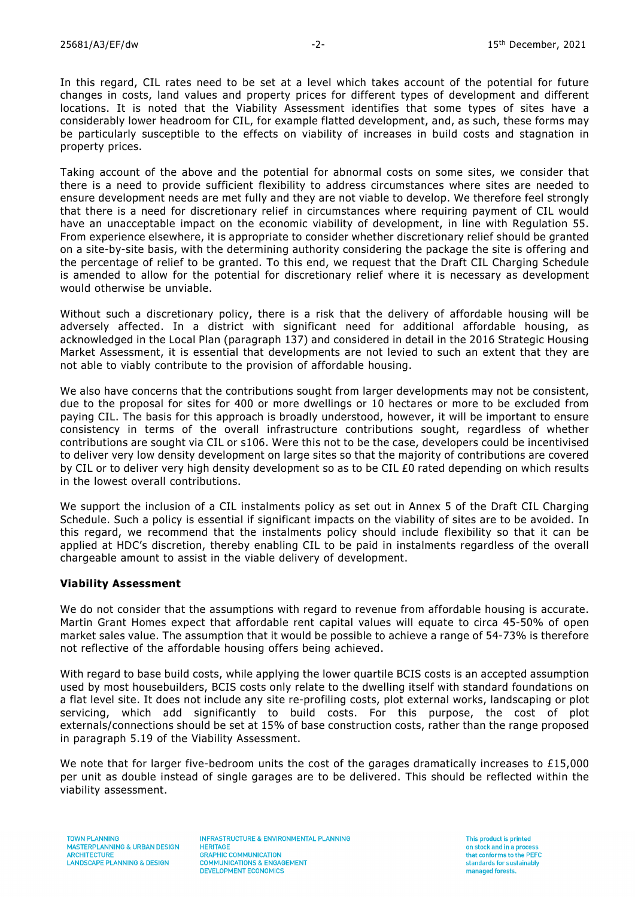In this regard, CIL rates need to be set at a level which takes account of the potential for future changes in costs, land values and property prices for different types of development and different locations. It is noted that the Viability Assessment identifies that some types of sites have a considerably lower headroom for CIL, for example flatted development, and, as such, these forms may be particularly susceptible to the effects on viability of increases in build costs and stagnation in property prices.

Taking account of the above and the potential for abnormal costs on some sites, we consider that there is a need to provide sufficient flexibility to address circumstances where sites are needed to ensure development needs are met fully and they are not viable to develop. We therefore feel strongly that there is a need for discretionary relief in circumstances where requiring payment of CIL would have an unacceptable impact on the economic viability of development, in line with Regulation 55. From experience elsewhere, it is appropriate to consider whether discretionary relief should be granted on a site-by-site basis, with the determining authority considering the package the site is offering and the percentage of relief to be granted. To this end, we request that the Draft CIL Charging Schedule is amended to allow for the potential for discretionary relief where it is necessary as development would otherwise be unviable.

Without such a discretionary policy, there is a risk that the delivery of affordable housing will be adversely affected. In a district with significant need for additional affordable housing, as acknowledged in the Local Plan (paragraph 137) and considered in detail in the 2016 Strategic Housing Market Assessment, it is essential that developments are not levied to such an extent that they are not able to viably contribute to the provision of affordable housing.

We also have concerns that the contributions sought from larger developments may not be consistent, due to the proposal for sites for 400 or more dwellings or 10 hectares or more to be excluded from paying CIL. The basis for this approach is broadly understood, however, it will be important to ensure consistency in terms of the overall infrastructure contributions sought, regardless of whether contributions are sought via CIL or s106. Were this not to be the case, developers could be incentivised to deliver very low density development on large sites so that the majority of contributions are covered by CIL or to deliver very high density development so as to be CIL £0 rated depending on which results in the lowest overall contributions.

We support the inclusion of a CIL instalments policy as set out in Annex 5 of the Draft CIL Charging Schedule. Such a policy is essential if significant impacts on the viability of sites are to be avoided. In this regard, we recommend that the instalments policy should include flexibility so that it can be applied at HDC's discretion, thereby enabling CIL to be paid in instalments regardless of the overall chargeable amount to assist in the viable delivery of development.

**Viability Assessment**

We do not consider that the assumptions with regard to revenue from affordable housing is accurate. Martin Grant Homes expect that affordable rent capital values will equate to circa 45-50% of open market sales value. The assumption that it would be possible to achieve a range of 54-73% is therefore not reflective of the affordable housing offers being achieved.

With regard to base build costs, while applying the lower quartile BCIS costs is an accepted assumption used by most housebuilders, BCIS costs only relate to the dwelling itself with standard foundations on a flat level site. It does not include any site re-profiling costs, plot external works, landscaping or plot servicing, which add significantly to build costs. For this purpose, the cost of plot externals/connections should be set at 15% of base construction costs, rather than the range proposed in paragraph 5.19 of the Viability Assessment.

We note that for larger five-bedroom units the cost of the garages dramatically increases to £15,000 per unit as double instead of single garages are to be delivered. This should be reflected within the viability assessment.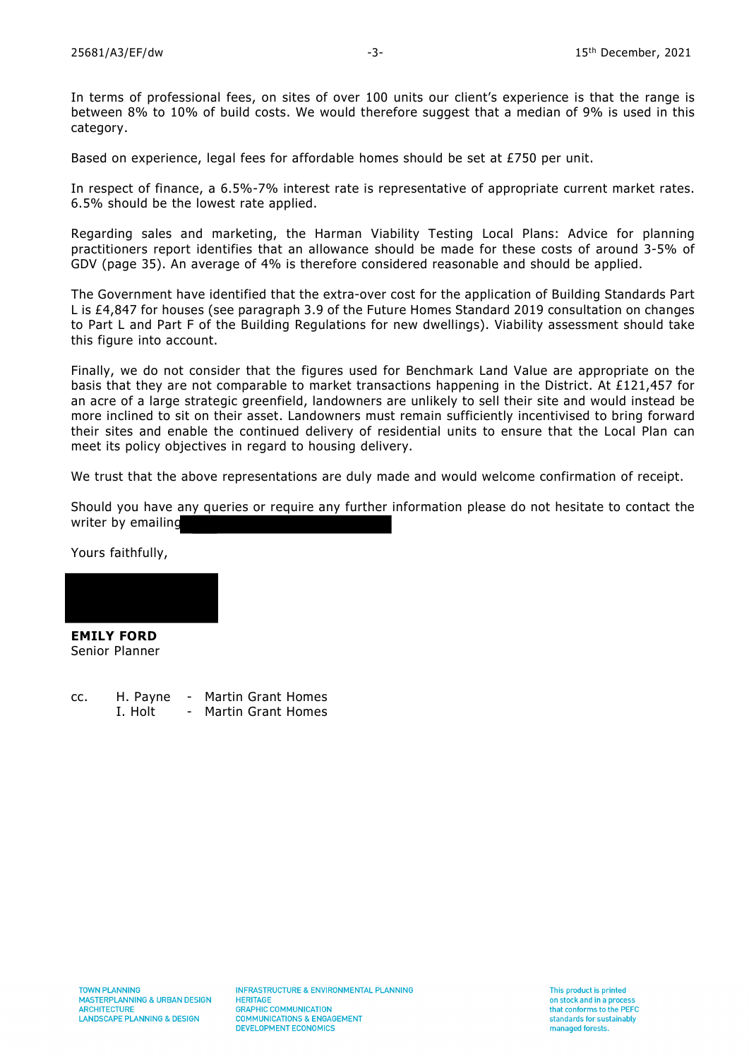In terms of professional fees, on sites of over 100 units our client's experience is that the range is between 8% to 10% of build costs. We would therefore suggest that a median of 9% is used in this category.

Based on experience, legal fees for affordable homes should be set at £750 per unit.

In respect of finance, a 6.5%-7% interest rate is representative of appropriate current market rates. 6.5% should be the lowest rate applied.

Regarding sales and marketing, the Harman Viability Testing Local Plans: Advice for planning practitioners report identifies that an allowance should be made for these costs of around 3-5% of GDV (page 35). An average of 4% is therefore considered reasonable and should be applied.

The Government have identified that the extra-over cost for the application of Building Standards Part L is £4,847 for houses (see paragraph 3.9 of the Future Homes Standard 2019 consultation on changes to Part L and Part F of the Building Regulations for new dwellings). Viability assessment should take this figure into account.

Finally, we do not consider that the figures used for Benchmark Land Value are appropriate on the basis that they are not comparable to market transactions happening in the District. At £121,457 for an acre of a large strategic greenfield, landowners are unlikely to sell their site and would instead be more inclined to sit on their asset. Landowners must remain sufficiently incentivised to bring forward their sites and enable the continued delivery of residential units to ensure that the Local Plan can meet its policy objectives in regard to housing delivery.

We trust that the above representations are duly made and would welcome confirmation of receipt.

Should you have any queries or require any further information please do not hesitate to contact the writer by emailing

Yours faithfully,

**EMILY FORD**
Senior Planner

cc. H. Payne - Martin Grant Homes
I. Holt - Martin Grant Homes

TOWN PLANNING
MASTERPLANNING & URBAN DESIGN
ARCHITECTURE
LANDSCAPE PLANNING & DESIGN

INFRASTRUCTURE & ENVIRONMENTAL PLANNING
HERITAGE
GRAPHIC COMMUNICATION
COMMUNICATIONS & ENGAGEMENT
DEVELOPMENT ECONOMICS

This product is printed on stock and in a process that conforms to the PEFC standards for sustainably managed forests.